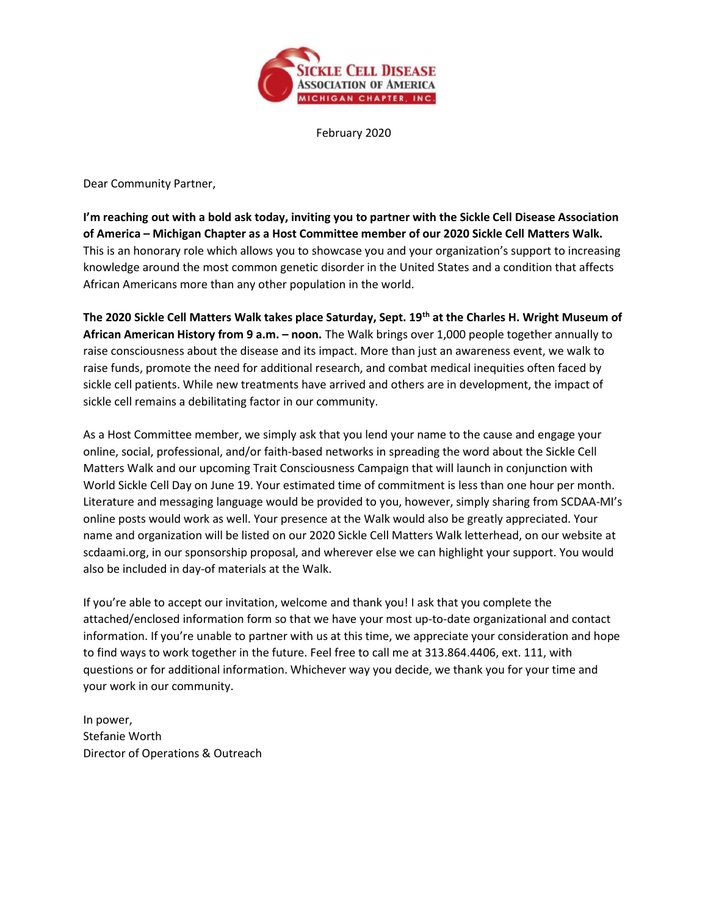SICKLE CELL DISEASE
ASSOCIATION OF AMERICA
MICHIGAN CHAPTER, INC.

February 2020

Dear Community Partner,

**I'm reaching out with a bold ask today, inviting you to partner with the Sickle Cell Disease Association of America – Michigan Chapter as a Host Committee member of our 2020 Sickle Cell Matters Walk.** This is an honorary role which allows you to showcase you and your organization's support to increasing knowledge around the most common genetic disorder in the United States and a condition that affects African Americans more than any other population in the world.

**The 2020 Sickle Cell Matters Walk takes place Saturday, Sept. 19th at the Charles H. Wright Museum of African American History from 9 a.m. – noon.** The Walk brings over 1,000 people together annually to raise consciousness about the disease and its impact. More than just an awareness event, we walk to raise funds, promote the need for additional research, and combat medical inequities often faced by sickle cell patients. While new treatments have arrived and others are in development, the impact of sickle cell remains a debilitating factor in our community.

As a Host Committee member, we simply ask that you lend your name to the cause and engage your online, social, professional, and/or faith-based networks in spreading the word about the Sickle Cell Matters Walk and our upcoming Trait Consciousness Campaign that will launch in conjunction with World Sickle Cell Day on June 19. Your estimated time of commitment is less than one hour per month. Literature and messaging language would be provided to you, however, simply sharing from SCDAA-MI's online posts would work as well. Your presence at the Walk would also be greatly appreciated. Your name and organization will be listed on our 2020 Sickle Cell Matters Walk letterhead, on our website at scdaami.org, in our sponsorship proposal, and wherever else we can highlight your support. You would also be included in day-of materials at the Walk.

If you're able to accept our invitation, welcome and thank you! I ask that you complete the attached/enclosed information form so that we have your most up-to-date organizational and contact information. If you're unable to partner with us at this time, we appreciate your consideration and hope to find ways to work together in the future. Feel free to call me at 313.864.4406, ext. 111, with questions or for additional information. Whichever way you decide, we thank you for your time and your work in our community.

In power,
Stefanie Worth
Director of Operations & Outreach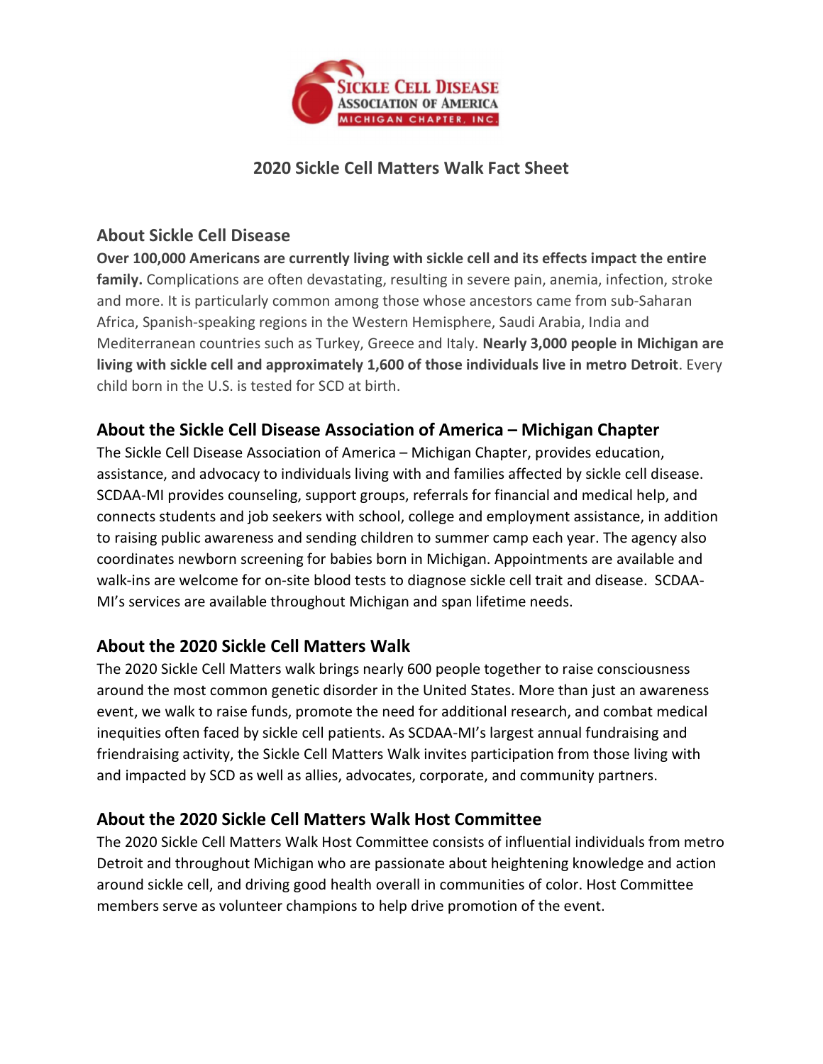# 2020 Sickle Cell Matters Walk Fact Sheet

## About Sickle Cell Disease

**Over 100,000 Americans are currently living with sickle cell and its effects impact the entire family.** Complications are often devastating, resulting in severe pain, anemia, infection, stroke and more. It is particularly common among those whose ancestors came from sub-Saharan Africa, Spanish-speaking regions in the Western Hemisphere, Saudi Arabia, India and Mediterranean countries such as Turkey, Greece and Italy. **Nearly 3,000 people in Michigan are living with sickle cell and approximately 1,600 of those individuals live in metro Detroit**. Every child born in the U.S. is tested for SCD at birth.

## About the Sickle Cell Disease Association of America – Michigan Chapter

The Sickle Cell Disease Association of America – Michigan Chapter, provides education, assistance, and advocacy to individuals living with and families affected by sickle cell disease. SCDAA-MI provides counseling, support groups, referrals for financial and medical help, and connects students and job seekers with school, college and employment assistance, in addition to raising public awareness and sending children to summer camp each year. The agency also coordinates newborn screening for babies born in Michigan. Appointments are available and walk-ins are welcome for on-site blood tests to diagnose sickle cell trait and disease. SCDAA-MI's services are available throughout Michigan and span lifetime needs.

## About the 2020 Sickle Cell Matters Walk

The 2020 Sickle Cell Matters walk brings nearly 600 people together to raise consciousness around the most common genetic disorder in the United States. More than just an awareness event, we walk to raise funds, promote the need for additional research, and combat medical inequities often faced by sickle cell patients. As SCDAA-MI's largest annual fundraising and friendraising activity, the Sickle Cell Matters Walk invites participation from those living with and impacted by SCD as well as allies, advocates, corporate, and community partners.

## About the 2020 Sickle Cell Matters Walk Host Committee

The 2020 Sickle Cell Matters Walk Host Committee consists of influential individuals from metro Detroit and throughout Michigan who are passionate about heightening knowledge and action around sickle cell, and driving good health overall in communities of color. Host Committee members serve as volunteer champions to help drive promotion of the event.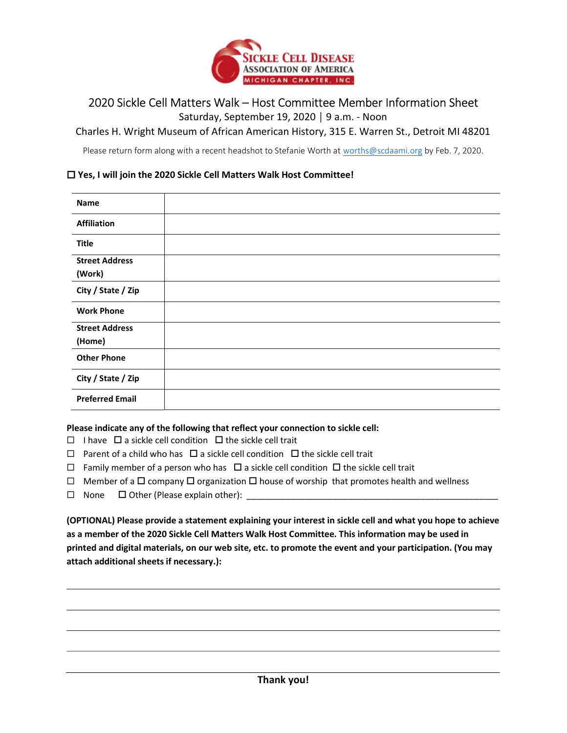SICKLE CELL DISEASE ASSOCIATION OF AMERICA
MICHIGAN CHAPTER, INC.

# 2020 Sickle Cell Matters Walk – Host Committee Member Information Sheet

Saturday, September 19, 2020 | 9 a.m. - Noon

Charles H. Wright Museum of African American History, 315 E. Warren St., Detroit MI 48201

Please return form along with a recent headshot to Stefanie Worth at worths@scdaami.org by Feb. 7, 2020.

☐ **Yes, I will join the 2020 Sickle Cell Matters Walk Host Committee!**

| | |
|---|---|
| **Name** | |
| **Affiliation** | |
| **Title** | |
| **Street Address (Work)** | |
| **City / State / Zip** | |
| **Work Phone** | |
| **Street Address (Home)** | |
| **Other Phone** | |
| **City / State / Zip** | |
| **Preferred Email** | |

**Please indicate any of the following that reflect your connection to sickle cell:**

☐ I have ☐ a sickle cell condition ☐ the sickle cell trait

☐ Parent of a child who has ☐ a sickle cell condition ☐ the sickle cell trait

☐ Family member of a person who has ☐ a sickle cell condition ☐ the sickle cell trait

☐ Member of a ☐ company ☐ organization ☐ house of worship that promotes health and wellness

☐ None ☐ Other (Please explain other): ________________________________________________

**(OPTIONAL) Please provide a statement explaining your interest in sickle cell and what you hope to achieve as a member of the 2020 Sickle Cell Matters Walk Host Committee. This information may be used in printed and digital materials, on our web site, etc. to promote the event and your participation. (You may attach additional sheets if necessary.):**

________________________________________________

________________________________________________

________________________________________________

________________________________________________

________________________________________________

**Thank you!**